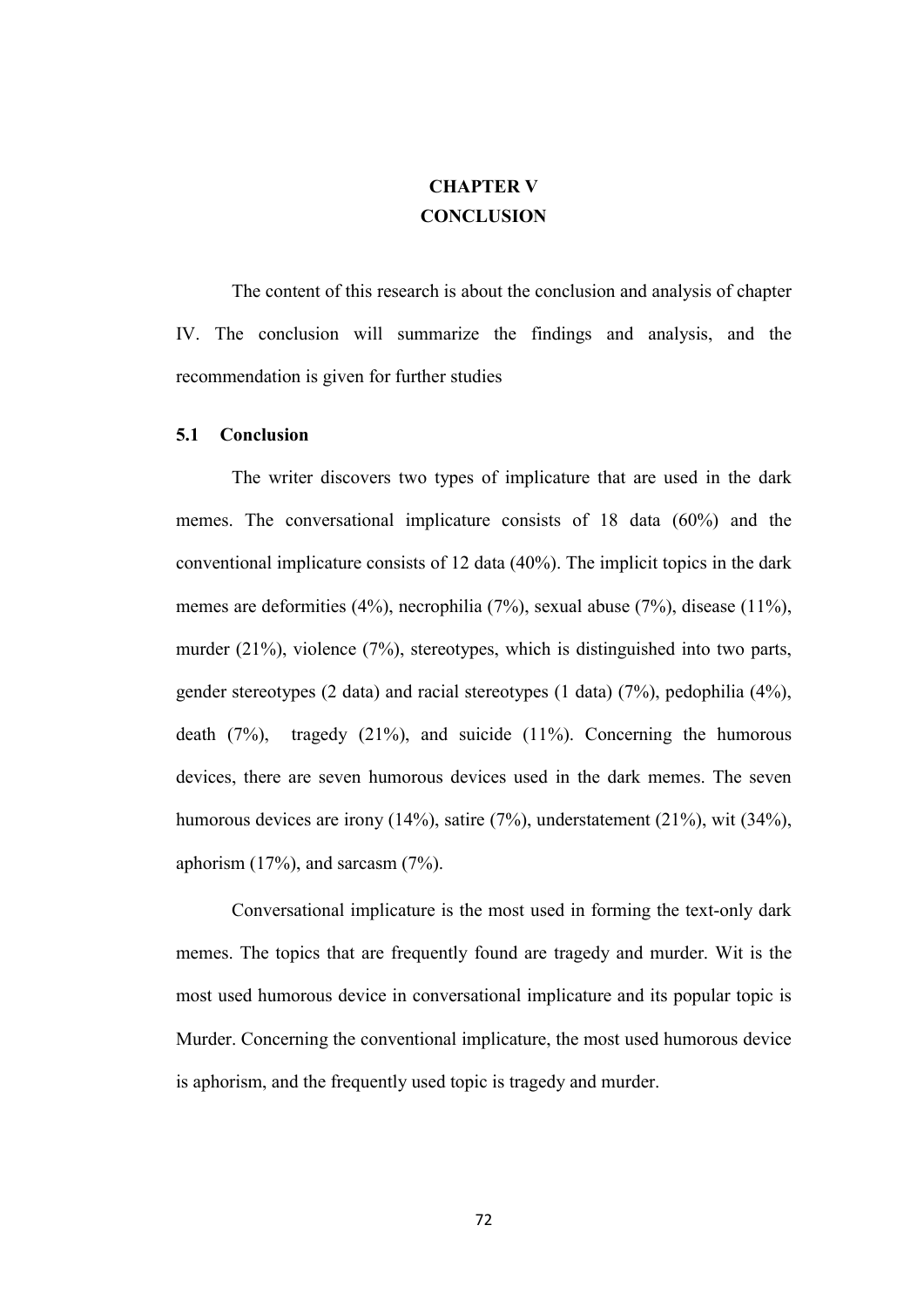# CHAPTER V
# CONCLUSION

The content of this research is about the conclusion and analysis of chapter IV. The conclusion will summarize the findings and analysis, and the recommendation is given for further studies

## 5.1 Conclusion

The writer discovers two types of implicature that are used in the dark memes. The conversational implicature consists of 18 data (60%) and the conventional implicature consists of 12 data (40%). The implicit topics in the dark memes are deformities (4%), necrophilia (7%), sexual abuse (7%), disease (11%), murder (21%), violence (7%), stereotypes, which is distinguished into two parts, gender stereotypes (2 data) and racial stereotypes (1 data) (7%), pedophilia (4%), death (7%), tragedy (21%), and suicide (11%). Concerning the humorous devices, there are seven humorous devices used in the dark memes. The seven humorous devices are irony (14%), satire (7%), understatement (21%), wit (34%), aphorism (17%), and sarcasm (7%).

Conversational implicature is the most used in forming the text-only dark memes. The topics that are frequently found are tragedy and murder. Wit is the most used humorous device in conversational implicature and its popular topic is Murder. Concerning the conventional implicature, the most used humorous device is aphorism, and the frequently used topic is tragedy and murder.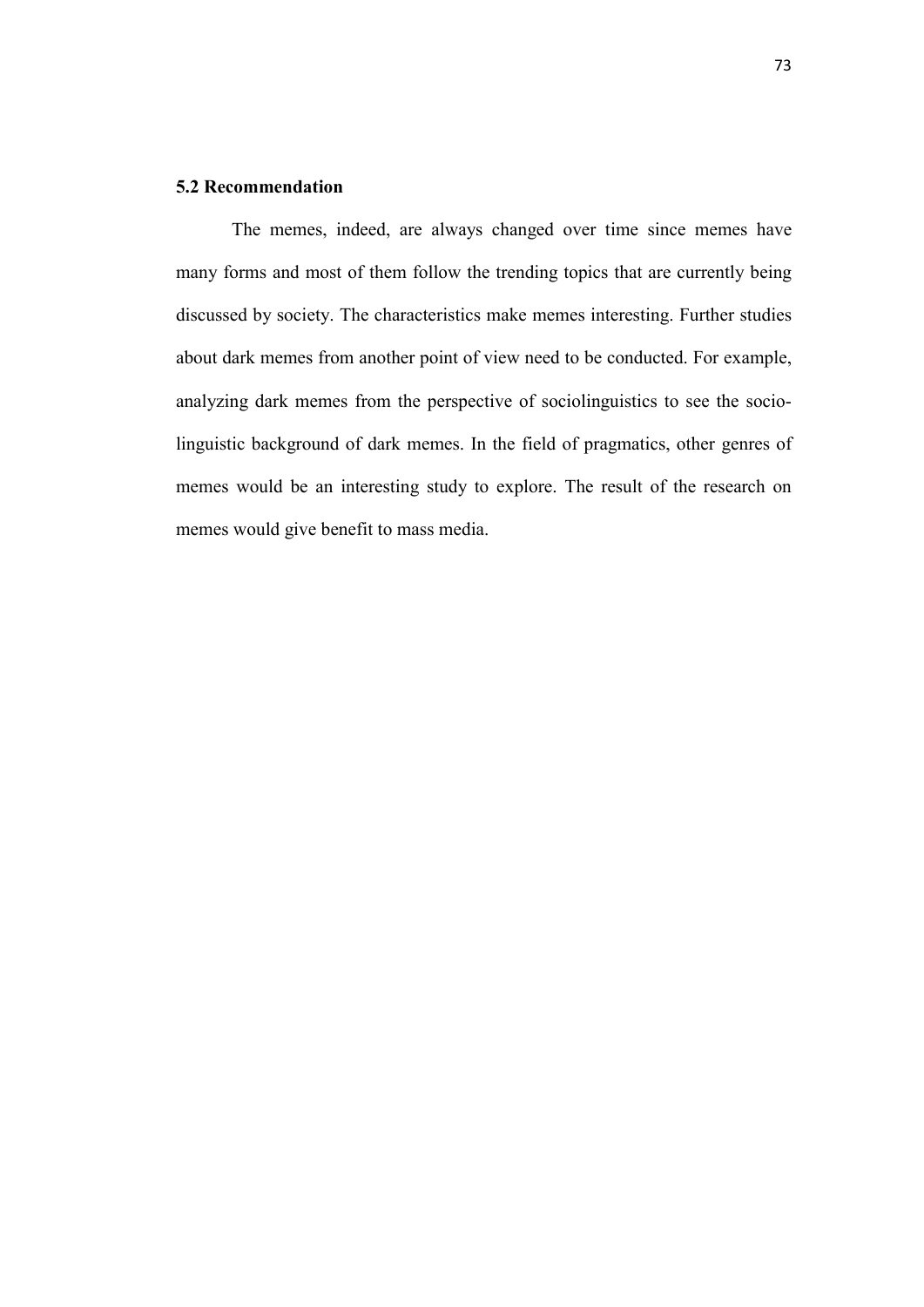## 5.2 Recommendation

The memes, indeed, are always changed over time since memes have many forms and most of them follow the trending topics that are currently being discussed by society. The characteristics make memes interesting. Further studies about dark memes from another point of view need to be conducted. For example, analyzing dark memes from the perspective of sociolinguistics to see the socio-linguistic background of dark memes. In the field of pragmatics, other genres of memes would be an interesting study to explore. The result of the research on memes would give benefit to mass media.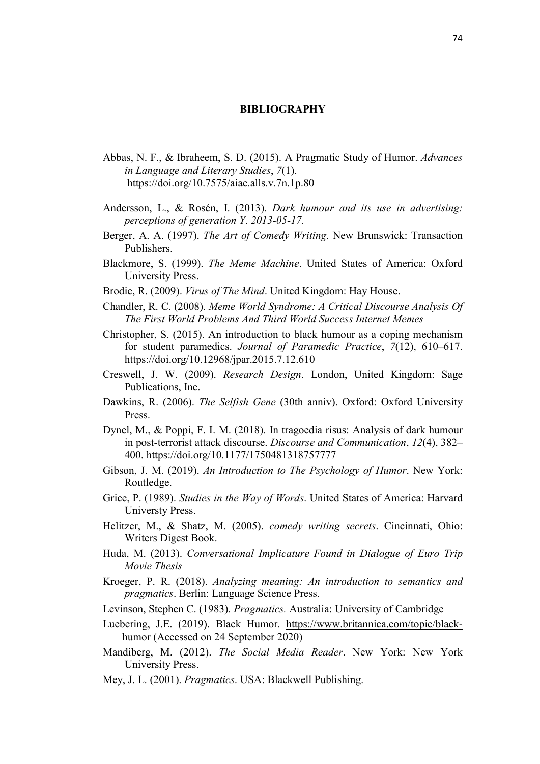## BIBLIOGRAPHY

Abbas, N. F., & Ibraheem, S. D. (2015). A Pragmatic Study of Humor. *Advances in Language and Literary Studies*, *7*(1). https://doi.org/10.7575/aiac.alls.v.7n.1p.80

Andersson, L., & Rosén, I. (2013). *Dark humour and its use in advertising: perceptions of generation Y*. *2013-05-17.*

Berger, A. A. (1997). *The Art of Comedy Writing*. New Brunswick: Transaction Publishers.

Blackmore, S. (1999). *The Meme Machine*. United States of America: Oxford University Press.

Brodie, R. (2009). *Virus of The Mind*. United Kingdom: Hay House.

Chandler, R. C. (2008). *Meme World Syndrome: A Critical Discourse Analysis Of The First World Problems And Third World Success Internet Memes*

Christopher, S. (2015). An introduction to black humour as a coping mechanism for student paramedics. *Journal of Paramedic Practice*, *7*(12), 610–617. https://doi.org/10.12968/jpar.2015.7.12.610

Creswell, J. W. (2009). *Research Design*. London, United Kingdom: Sage Publications, Inc.

Dawkins, R. (2006). *The Selfish Gene* (30th anniv). Oxford: Oxford University Press.

Dynel, M., & Poppi, F. I. M. (2018). In tragoedia risus: Analysis of dark humour in post-terrorist attack discourse. *Discourse and Communication*, *12*(4), 382–400. https://doi.org/10.1177/1750481318757777

Gibson, J. M. (2019). *An Introduction to The Psychology of Humor*. New York: Routledge.

Grice, P. (1989). *Studies in the Way of Words*. United States of America: Harvard Universty Press.

Helitzer, M., & Shatz, M. (2005). *comedy writing secrets*. Cincinnati, Ohio: Writers Digest Book.

Huda, M. (2013). *Conversational Implicature Found in Dialogue of Euro Trip Movie Thesis*

Kroeger, P. R. (2018). *Analyzing meaning: An introduction to semantics and pragmatics*. Berlin: Language Science Press.

Levinson, Stephen C. (1983). *Pragmatics.* Australia: University of Cambridge

Luebering, J.E. (2019). Black Humor. https://www.britannica.com/topic/black-humor (Accessed on 24 September 2020)

Mandiberg, M. (2012). *The Social Media Reader*. New York: New York University Press.

Mey, J. L. (2001). *Pragmatics*. USA: Blackwell Publishing.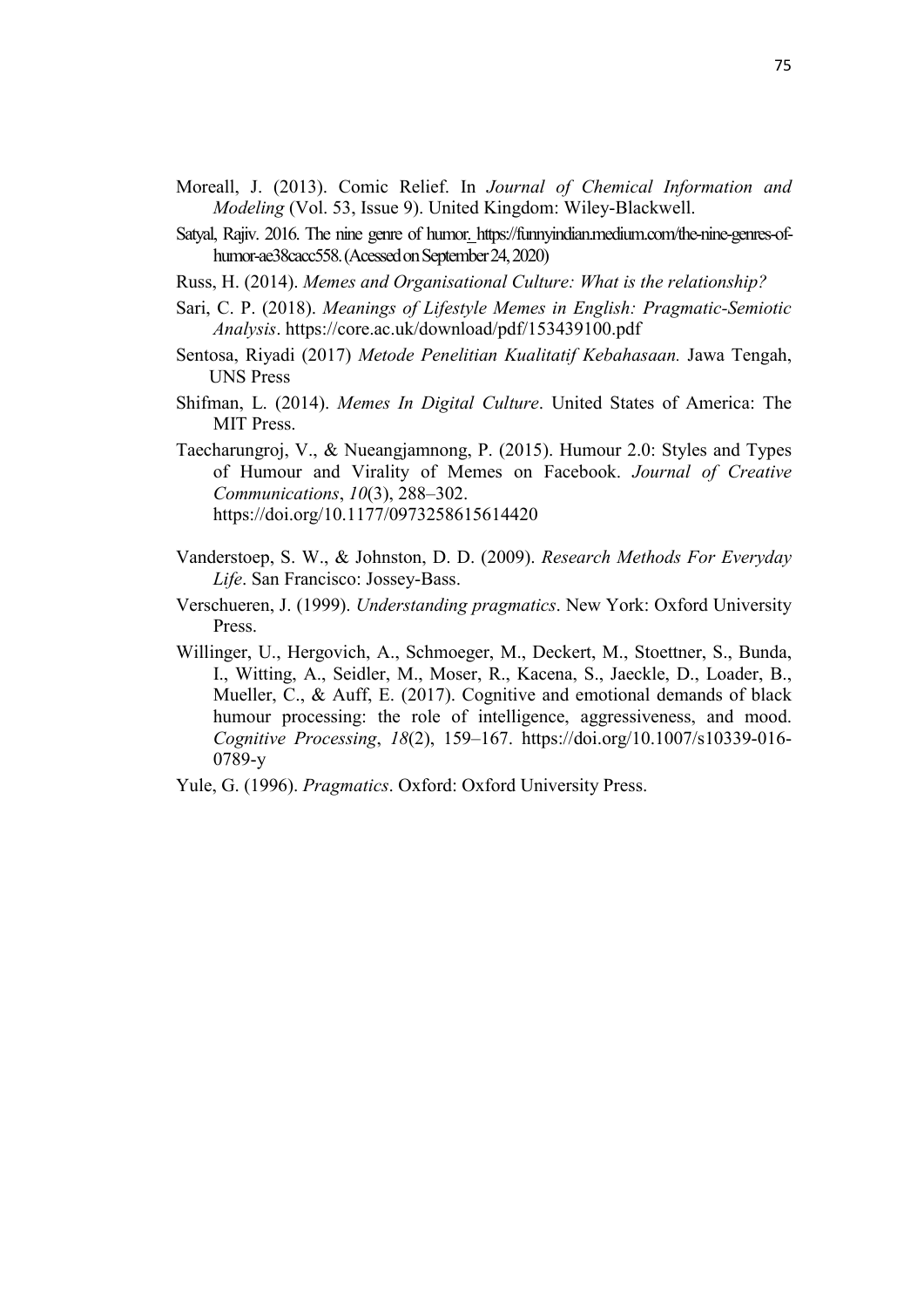Moreall, J. (2013). Comic Relief. In *Journal of Chemical Information and Modeling* (Vol. 53, Issue 9). United Kingdom: Wiley-Blackwell.

Satyal, Rajiv. 2016. The nine genre of humor. https://funnyindian.medium.com/the-nine-genres-of-humor-ae38cacc558. (Acessed on September 24, 2020)

Russ, H. (2014). *Memes and Organisational Culture: What is the relationship?*

Sari, C. P. (2018). *Meanings of Lifestyle Memes in English: Pragmatic-Semiotic Analysis*. https://core.ac.uk/download/pdf/153439100.pdf

Sentosa, Riyadi (2017) *Metode Penelitian Kualitatif Kebahasaan.* Jawa Tengah, UNS Press

Shifman, L. (2014). *Memes In Digital Culture*. United States of America: The MIT Press.

Taecharungroj, V., & Nueangjamnong, P. (2015). Humour 2.0: Styles and Types of Humour and Virality of Memes on Facebook. *Journal of Creative Communications*, *10*(3), 288–302. https://doi.org/10.1177/0973258615614420

Vanderstoep, S. W., & Johnston, D. D. (2009). *Research Methods For Everyday Life*. San Francisco: Jossey-Bass.

Verschueren, J. (1999). *Understanding pragmatics*. New York: Oxford University Press.

Willinger, U., Hergovich, A., Schmoeger, M., Deckert, M., Stoettner, S., Bunda, I., Witting, A., Seidler, M., Moser, R., Kacena, S., Jaeckle, D., Loader, B., Mueller, C., & Auff, E. (2017). Cognitive and emotional demands of black humour processing: the role of intelligence, aggressiveness, and mood. *Cognitive Processing*, *18*(2), 159–167. https://doi.org/10.1007/s10339-016-0789-y

Yule, G. (1996). *Pragmatics*. Oxford: Oxford University Press.